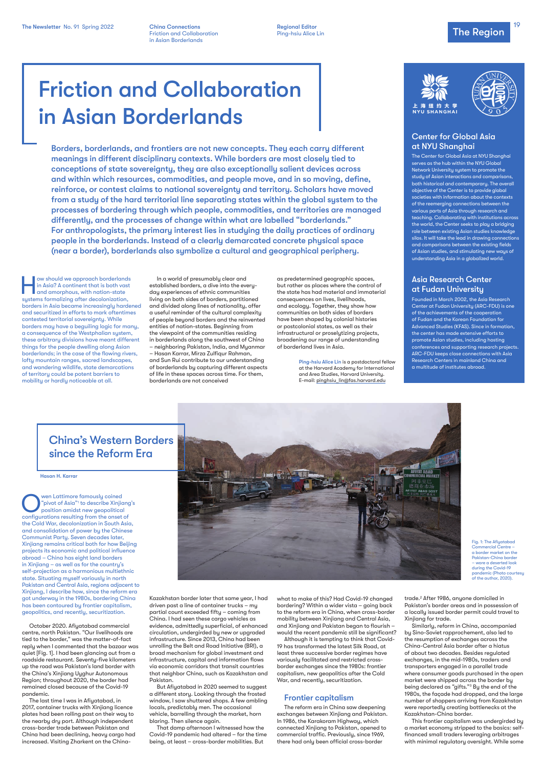# Friction and Collaboration in Asian Borderlands

**Borders, borderlands, and frontiers are not new concepts. They each carry different meanings in different disciplinary contexts. While borders are most closely tied to conceptions of state sovereignty, they are also exceptionally salient devices across and within which resources, commodities, and people move, and in so moving, define, reinforce, or contest claims to national sovereignty and territory. Scholars have moved from a study of the hard territorial line separating states within the global system to the processes of bordering through which people, commodities, and territories are managed differently, and the processes of change within what are labelled "borderlands." For anthropologists, the primary interest lies in studying the daily practices of ordinary people in the borderlands. Instead of a clearly demarcated concrete physical space (near a border), borderlands also symbolize a cultural and geographical periphery.**

How should we approach borderlands in Asia? A continent that is both vast and amorphous, with nation-state systems formalizing after decolonization, borders in Asia became increasingly hardened and securitized in efforts to mark oftentimes contested territorial sovereignty. While borders may have a beguiling logic for many, a consequence of the Westphalian system, these arbitrary divisions have meant different things for the people dwelling along Asian borderlands; in the case of the flowing rivers, lofty mountain ranges, sacred landscapes, and wandering wildlife, state demarcations of territory could be potent barriers to mobility or hardly noticeable at all.

In a world of presumably clear and established borders, a dive into the everyday experiences of ethnic communities living on both sides of borders, partitioned and divided along lines of nationality, offer a useful reminder of the cultural complexity of people beyond borders and the reinvented entities of nation-states. Beginning from the viewpoint of the communities residing in borderlands along the southwest of China – neighboring Pakistan, India, and Myanmar – Hasan Karrar, Mirza Zulfiqur Rahman, and Sun Rui contribute to our understanding of borderlands by capturing different aspects of life in these spaces across time. For them, borderlands are not conceived as predetermined geographic spaces, but rather as places where the control of the state has had material and immaterial consequences on lives, livelihoods, and ecology. Together, they show how communities on both sides of borders have been shaped by colonial histories or postcolonial states, as well as their infrastructural or proselytizing projects, broadening our range of understanding of borderland lives in Asia.

Ping-hsiu Alice Lin is a postdoctoral fellow at the Harvard Academy for International and Area Studies, Harvard University.
E-mail: pinghsiu_lin@fas.harvard.edu

## Center for Global Asia at NYU Shanghai

The Center for Global Asia at NYU Shanghai serves as the hub within the NYU Global Network University system to promote the study of Asian interactions and comparisons, both historical and contemporary. The overall objective of the Center is to provide global societies with information about the contexts of the reemerging connections between the various parts of Asia through research and teaching. Collaborating with institutions across the world, the Center seeks to play a bridging role between existing Asian studies knowledge silos. It will take the lead in drawing connections and comparisons between the existing fields of Asian studies, and stimulating new ways of understanding Asia in a globalized world.

## Asia Research Center at Fudan University

Founded in March 2002, the Asia Research Center at Fudan University (ARC-FDU) is one of the achievements of the cooperation of Fudan and the Korean Foundation for Advanced Studies (KFAS). Since in formation, the center has made extensive efforts to promote Asian studies, including hosting conferences and supporting research projects. ARC-FDU keeps close connections with Asia Research Centers in mainland China and a multitude of institutes abroad.

## China's Western Borders since the Reform Era

Hasan H. Karrar

Owen Lattimore famously coined "pivot of Asia"[1] to describe Xinjiang's position amidst new geopolitical configurations resulting from the onset of the Cold War, decolonization in South Asia, and consolidation of power by the Chinese Communist Party. Seven decades later, Xinjiang remains critical both for how Beijing projects its economic and political influence abroad – China has eight land borders in Xinjiang – as well as for the country's self-projection as a harmonious multiethnic state. Situating myself variously in north Pakistan and Central Asia, regions adjacent to Xinjiang, I describe how, since the reform era got underway in the 1980s, bordering China has been shaped by frontier capitalism, geopolitics, and recently, securitization.

Fig. 1: The Afiyatabad Commercial Centre – a border market on the Pakistan-China border – wore a deserted look during the Covid-19 pandemic (Photo courtesy of the author, 2020).

October 2020. Afiyatabad commercial centre, north Pakistan. "Our livelihoods are tied to the border," was the matter-of-fact reply when I commented that the bazaar was quiet [Fig. 1]. I had been glancing out from a roadside restaurant. Seventy-five kilometers up the road was Pakistan's land border with the China's Xinjiang Uyghur Autonomous Region; throughout 2020, the border had remained closed because of the Covid-19 pandemic.

The last time I was in Afiyatabad, in 2017, container trucks with Xinjiang licence plates had been rolling past on their way to the nearby dry port. Although independent cross-border trade between Pakistan and China had been declining, heavy cargo had increased. Visiting Zharkent on the China-Kazakhstan border later that same year, I had driven past a line of container trucks – my partial count exceeded fifty – coming from China. I had seen these cargo vehicles as evidence, admittedly superficial, of enhanced circulation, undergirded by new or upgraded infrastructure. Since 2013, China had been unrolling the Belt and Road Initiative (BRI), a broad mechanism for global investment and infrastructure, capital and information flows via economic corridors that transit countries that neighbor China, such as Kazakhstan and Pakistan.

But Afiyatabad in 2020 seemed to suggest a different story. Looking through the frosted window, I saw shuttered shops. A few ambling locals, predictably men. The occasional vehicle, barrelling through the market, horn blaring. Then silence again.

That damp afternoon I witnessed how the Covid-19 pandemic had altered – for the time being, at least – cross-border mobilities. But what to make of this? Had Covid-19 changed bordering? Within a wider vista – going back to the reform era in China, when cross-border mobility between Xinjiang and Central Asia, and Xinjiang and Pakistan began to flourish – would the recent pandemic still be significant?

Although it is tempting to think that Covid-19 has transformed the latest Silk Road, at least three successive border regimes have variously facilitated and restricted cross-border exchanges since the 1980s: frontier capitalism, new geopolitics after the Cold War, and recently, securitization.

### Frontier capitalism

The reform era in China saw deepening exchanges between Xinjiang and Pakistan. In 1986, the Karakoram Highway, which connected Xinjiang to Pakistan, opened to commercial traffic. Previously, since 1969, there had only been official cross-border trade.[2] After 1986, anyone domiciled in Pakistan's border areas and in possession of a locally issued border permit could travel to Xinjiang for trade.

Similarly, reform in China, accompanied by Sino-Soviet rapprochement, also led to the resumption of exchanges across the China-Central Asia border after a hiatus of about two decades. Besides regulated exchanges, in the mid-1980s, traders and transporters engaged in a parallel trade where consumer goods purchased in the open market were shipped across the border by being declared as "gifts."[3] By the end of the 1980s, the façade had dropped, and the large number of shoppers arriving from Kazakhstan were reportedly creating bottlenecks at the Kazakhstan-China border.

This frontier capitalism was undergirded by a market economy stripped to the basics: self-financed small traders leveraging arbitrages with minimal regulatory oversight. While some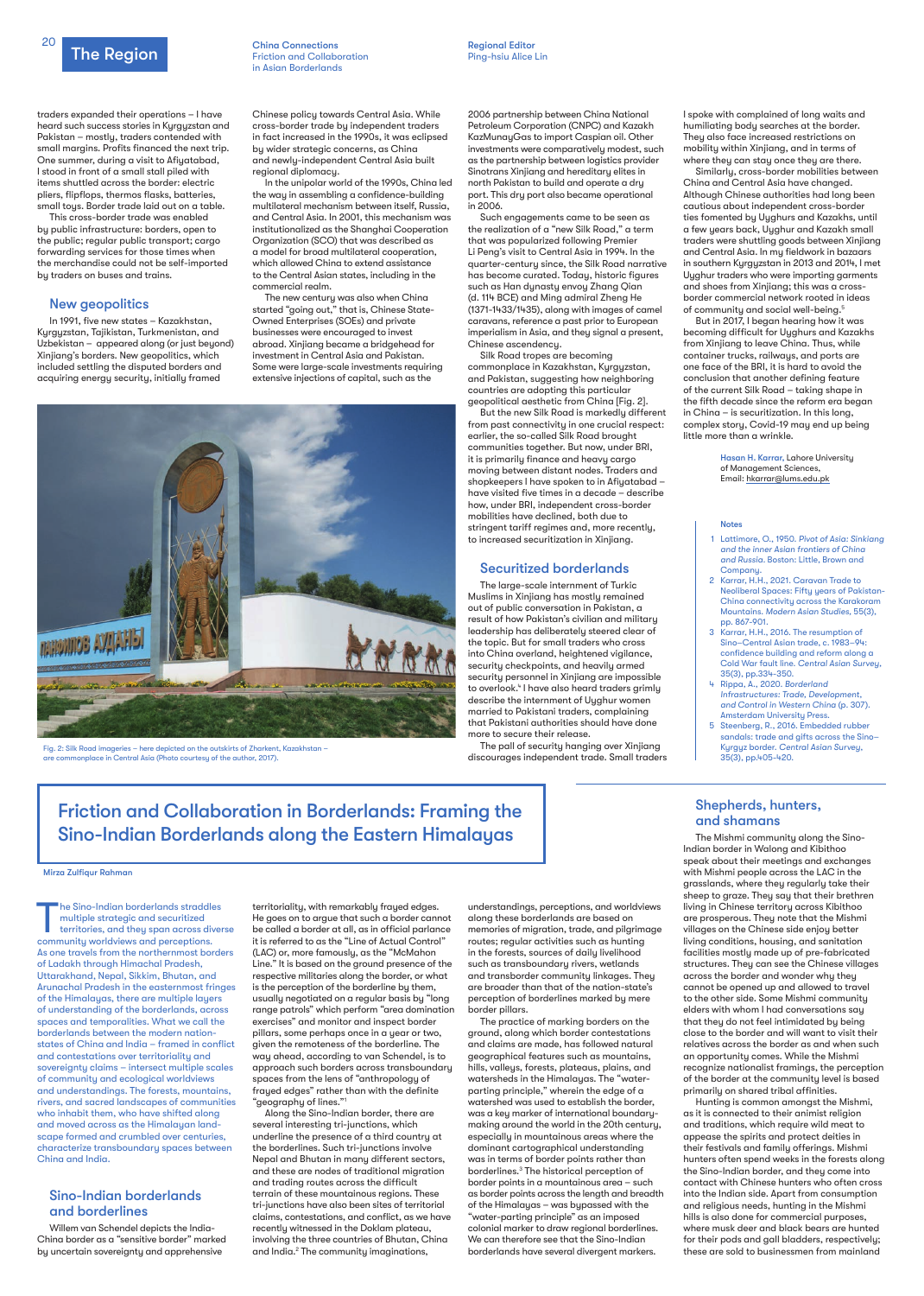traders expanded their operations – I have heard such success stories in Kyrgyzstan and Pakistan – mostly, traders contended with small margins. Profits financed the next trip. One summer, during a visit to Afiyatabad, I stood in front of a small stall piled with items shuttled across the border: electric pliers, flipflops, thermos flasks, batteries, small toys. Border trade laid out on a table.

This cross-border trade was enabled by public infrastructure: borders, open to the public; regular public transport; cargo forwarding services for those times when the merchandise could not be self-imported by traders on buses and trains.

### New geopolitics

In 1991, five new states – Kazakhstan, Kyrgyzstan, Tajikistan, Turkmenistan, and Uzbekistan – appeared along (or just beyond) Xinjiang's borders. New geopolitics, which included settling the disputed borders and acquiring energy security, initially framed Chinese policy towards Central Asia. While cross-border trade by independent traders in fact increased in the 1990s, it was eclipsed by wider strategic concerns, as China and newly-independent Central Asia built regional diplomacy.

In the unipolar world of the 1990s, China led the way in assembling a confidence-building multilateral mechanism between itself, Russia, and Central Asia. In 2001, this mechanism was institutionalized as the Shanghai Cooperation Organization (SCO) that was described as a model for broad multilateral cooperation, which allowed China to extend assistance to the Central Asian states, including in the commercial realm.

The new century was also when China started "going out," that is, Chinese State-Owned Enterprises (SOEs) and private businesses were encouraged to invest abroad. Xinjiang became a bridgehead for investment in Central Asia and Pakistan. Some were large-scale investments requiring extensive injections of capital, such as the 2006 partnership between China National Petroleum Corporation (CNPC) and Kazakh KazMunayGas to import Caspian oil. Other investments were comparatively modest, such as the partnership between logistics provider Sinotrans Xinjiang and hereditary elites in north Pakistan to build and operate a dry port. This dry port also became operational in 2006.

Such engagements came to be seen as the realization of a "new Silk Road," a term that was popularized following Premier Li Peng's visit to Central Asia in 1994. In the quarter-century since, the Silk Road narrative has become curated. Today, historic figures such as Han dynasty envoy Zhang Qian (d. 114 BCE) and Ming admiral Zheng He (1371–1433/1435), along with images of camel caravans, reference a past prior to European imperialism in Asia, and they signal a present, Chinese ascendency.

Silk Road tropes are becoming commonplace in Kazakhstan, Kyrgyzstan, and Pakistan, suggesting how neighboring countries are adopting this particular geopolitical aesthetic from China [Fig. 2].

Fig. 2: Silk Road imageries – here depicted on the outskirts of Zharkent, Kazakhstan – are commonplace in Central Asia (Photo courtesy of the author, 2017).

But the new Silk Road is markedly different from past connectivity in one crucial respect: earlier, the so-called Silk Road brought communities together. But now, under BRI, it is primarily finance and heavy cargo moving between distant nodes. Traders and shopkeepers I have spoken to in Afiyatabad – have visited five times in a decade – describe how, under BRI, independent cross-border mobilities have declined, both due to stringent tariff regimes and, more recently, to increased securitization in Xinjiang.

### Securitized borderlands

The large-scale internment of Turkic Muslims in Xinjiang has mostly remained out of public conversation in Pakistan, a result of how Pakistan's civilian and military leadership has deliberately steered clear of the topic. But for small traders who cross into China overland, heightened vigilance, security checkpoints, and heavily armed security personnel in Xinjiang are impossible to overlook.[4] I have also heard traders grimly describe the internment of Uyghur women married to Pakistani traders, complaining that Pakistani authorities should have done more to secure their release.

The pall of security hanging over Xinjiang discourages independent trade. Small traders I spoke with complained of long waits and humiliating body searches at the border. They also face increased restrictions on mobility within Xinjiang, and in terms of where they can stay once they are there.

Similarly, cross-border mobilities between China and Central Asia have changed. Although Chinese authorities had long been cautious about independent cross-border ties fomented by Uyghurs and Kazakhs, until a few years back, Uyghur and Kazakh small traders were shuttling goods between Xinjiang and Central Asia. In my fieldwork in bazaars in southern Kyrgyzstan in 2013 and 2014, I met Uyghur traders who were importing garments and shoes from Xinjiang; this was a cross-border commercial network rooted in ideas of community and social well-being.[5]

But in 2017, I began hearing how it was becoming difficult for Uyghurs and Kazakhs from Xinjiang to leave China. Thus, while container trucks, railways, and ports are one face of the BRI, it is hard to avoid the conclusion that another defining feature of the current Silk Road – taking shape in the fifth decade since the reform era began in China – is securitization. In this long, complex story, Covid-19 may end up being little more than a wrinkle.

**Hasan H. Karrar**, Lahore University of Management Sciences, Email: hkarrar@lums.edu.pk

#### Notes

1. Lattimore, O., 1950. *Pivot of Asia: Sinkiang and the inner Asian frontiers of China and Russia*. Boston: Little, Brown and Company.
2. Karrar, H.H., 2021. Caravan Trade to Neoliberal Spaces: Fifty years of Pakistan-China connectivity across the Karakoram Mountains. *Modern Asian Studies*, 55(3), pp. 867-901.
3. Karrar, H.H., 2016. The resumption of Sino–Central Asian trade, c. 1983–94: confidence building and reform along a Cold War fault line. *Central Asian Survey*, 35(3), pp.334-350.
4. Rippa, A., 2020. *Borderland Infrastructures: Trade, Development, and Control in Western China* (p. 307). Amsterdam University Press.
5. Steenberg, R., 2016. Embedded rubber sandals: trade and gifts across the Sino–Kyrgyz border. *Central Asian Survey*, 35(3), pp.405-420.

## Friction and Collaboration in Borderlands: Framing the Sino-Indian Borderlands along the Eastern Himalayas

Mirza Zulfiqur Rahman

The Sino-Indian borderlands straddles multiple strategic and securitized territories, and they span across diverse community worldviews and perceptions. As one travels from the northernmost borders of Ladakh through Himachal Pradesh, Uttarakhand, Nepal, Sikkim, Bhutan, and Arunachal Pradesh in the easternmost fringes of the Himalayas, there are multiple layers of understanding of the borderlands, across spaces and temporalities. What we call the borderlands between the modern nation-states of China and India – framed in conflict and contestations over territoriality and sovereignty claims – intersect multiple scales of community and ecological worldviews and understandings. The forests, mountains, rivers, and sacred landscapes of communities who inhabit them, who have shifted along and moved across as the Himalayan landscape formed and crumbled over centuries, characterize transboundary spaces between China and India.

### Sino-Indian borderlands and borderlines

Willem van Schendel depicts the India-China border as a "sensitive border" marked by uncertain sovereignty and apprehensive territoriality, with remarkably frayed edges. He goes on to argue that such a border cannot be called a border at all, as in official parlance it is referred to as the "Line of Actual Control" (LAC) or, more famously, as the "McMahon Line." It is based on the ground presence of the respective militaries along the border, or what is the perception of the borderline by them, usually negotiated on a regular basis by "long range patrols" which perform "area domination exercises" and monitor and inspect border pillars, some perhaps once in a year or two, given the remoteness of the borderline. The way ahead, according to van Schendel, is to approach such borders across transboundary spaces from the lens of "anthropology of frayed edges" rather than with the definite "geography of lines."[1]

Along the Sino-Indian border, there are several interesting tri-junctions, which underline the presence of a third country at the borderlines. Such tri-junctions involve Nepal and Bhutan in many different sectors, and these are nodes of traditional migration and trading routes across the difficult terrain of these mountainous regions. These tri-junctions have also been sites of territorial claims, contestations, and conflict, as we have recently witnessed in the Doklam plateau, involving the three countries of Bhutan, China and India.[2] The community imaginations, understandings, perceptions, and worldviews along these borderlands are based on memories of migration, trade, and pilgrimage routes; regular activities such as hunting in the forests, sources of daily livelihood such as transboundary rivers, wetlands and transborder community linkages. They are broader than that of the nation-state's perception of borderlines marked by mere border pillars.

The practice of marking borders on the ground, along which border contestations and claims are made, has followed natural geographical features such as mountains, hills, valleys, forests, plateaus, plains, and watersheds in the Himalayas. The "water-parting principle," wherein the edge of a watershed was used to establish the border, was a key marker of international boundary-making around the world in the 20th century, especially in mountainous areas where the dominant cartographical understanding was in terms of border points rather than borderlines.[3] The historical perception of border points in a mountainous area – such as border points across the length and breadth of the Himalayas – was bypassed with the "water-parting principle" as an imposed colonial marker to draw regional borderlines. We can therefore see that the Sino-Indian borderlands have several divergent markers.

### Shepherds, hunters, and shamans

The Mishmi community along the Sino-Indian border in Walong and Kibithoo speak about their meetings and exchanges with Mishmi people across the LAC in the grasslands, where they regularly take their sheep to graze. They say that their brethren living in Chinese territory across Kibithoo are prosperous. They note that the Mishmi villages on the Chinese side enjoy better living conditions, housing, and sanitation facilities mostly made up of pre-fabricated structures. They can see the Chinese villages across the border and wonder why they cannot be opened up and allowed to travel to the other side. Some Mishmi community elders with whom I had conversations say that they do not feel intimidated by being close to the border and will want to visit their relatives across the border as and when such an opportunity comes. While the Mishmi recognize nationalist framings, the perception of the border at the community level is based primarily on shared tribal affinities.

Hunting is common amongst the Mishmi, as it is connected to their animist religion and traditions, which require wild meat to appease the spirits and protect deities in their festivals and family offerings. Mishmi hunters often spend weeks in the forests along the Sino-Indian border, and they come into contact with Chinese hunters who often cross into the Indian side. Apart from consumption and religious needs, hunting in the Mishmi hills is also done for commercial purposes, where musk deer and black bears are hunted for their pods and gall bladders, respectively; these are sold to businessmen from mainland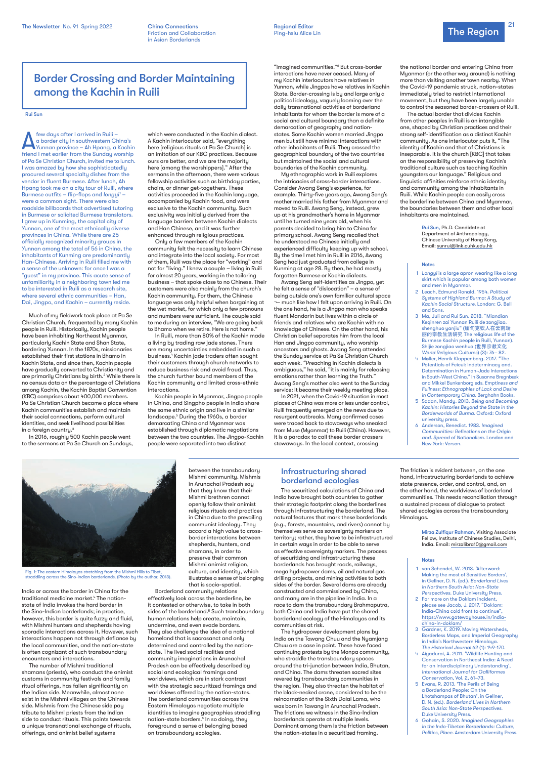# Border Crossing and Border Maintaining among the Kachin in Ruili

Rui Sun

A few days after I arrived in Ruili – a border city in southwestern China's Yunnan province – Ah Hpang, a Kachin friend I met earlier from the Sunday worship of Pa Se Christian Church, invited me to lunch. I was amazed by how she sophisticatedly procured several specialty dishes from the vendor in fluent Burmese. After lunch, Ah Hpang took me on a city tour of Ruili, where Burmese outfits – flip-flops and *longyi*[1] – were a common sight. There were also roadside billboards that advertised tutoring in Burmese or solicited Burmese translators. I grew up in Kunming, the capital city of Yunnan, one of the most ethnically diverse provinces in China. While there are 25 officially recognized minority groups in Yunnan among the total of 56 in China, the inhabitants of Kunming are predominantly Han-Chinese. Arriving in Ruili filled me with a sense of the unknown: for once I was a "guest" in my province. This acute sense of unfamiliarity in a neighboring town led me to be interested in Ruili as a research site, where several ethnic communities – Han, Dai, Jingpo, and Kachin – currently reside.

Much of my fieldwork took place at Pa Se Christian Church, frequented by many Kachin people in Ruili. Historically, Kachin people have been inhabiting Northeast Myanmar, particularly Kachin State and Shan State, bordering Yunnan. In the 1870s, missionaries established their first stations in Bhamo in Kachin State, and since then, Kachin people have gradually converted to Christianity and are primarily Christians by birth.[2] While there is no census data on the percentage of Christians among Kachin, the Kachin Baptist Convention (KBC) comprises about 400,000 members. Pa Se Christian Church became a place where Kachin communities establish and maintain their social connections, perform cultural identities, and seek livelihood possibilities in a foreign country.[3]

In 2016, roughly 500 Kachin people went to the sermons at Pa Se Church on Sundays, which were conducted in the Kachin dialect. A Kachin interlocutor said, "everything here [religious rituals at Pa Se Church] is an imitation of our KBC practices. Because ours are better, and we are the majority here [among the worshippers]." After the sermons in the afternoon, there were various fellowship activities such as birthday parties, choirs, or dinner get-togethers. These activities proceeded in the Kachin language, accompanied by Kachin food, and were exclusive to the Kachin community. Such exclusivity was initially derived from the language barriers between Kachin dialects and Han Chinese, and it was further enhanced through religious practices.

Only a few members of the Kachin community felt the necessity to learn Chinese and integrate into the local society. For most of them, Ruili was the place for "working" and not for "living." I knew a couple – living in Ruili for almost 20 years, working in the tailoring business – that spoke close to no Chinese. Their customers were also mainly from the church's Kachin community. For them, the Chinese language was only helpful when bargaining at the wet market, for which only a few pronouns and numbers were sufficient. The couple said to me during an interview, "We are going back to Bhamo when we retire. Here is not home."

In Ruili, more than 80% of the Kachin made a living by trading raw jade stones. There are many uncertainties embedded in such a business.[4] Kachin jade traders often sought their customers through church networks to reduce business risk and avoid fraud. Thus, the church further bound members of the Kachin community and limited cross-ethnic interactions.

Kachin people in Myanmar, Jingpo people in China, and Singpho people in India share the same ethnic origin and live in a similar landscape.[5] During the 1960s, a border demarcating China and Myanmar was established through diplomatic negotiations between the two countries. The Jingpo-Kachin people were separated into two distinct "imagined communities."[6] But cross-border interactions have never ceased. Many of my Kachin interlocutors have relatives in Yunnan, while Jingpos have relatives in Kachin State. Border-crossing is by and large only a political ideology, vaguely looming over the daily transnational activities of borderland inhabitants for whom the border is more of a social and cultural boundary than a definite demarcation of geography and nation-states. Some Kachin women married Jingpo men but still have minimal interactions with other inhabitants of Ruili. They crossed the geographical boundary of the two countries but maintained the social and cultural boundaries of the Kachin community.

My ethnographic work in Ruili explores the intricacies of cross-border interactions. Consider Awang Seng's experience, for example. Thirty-five years ago, Awang Seng's mother married his father from Myanmar and moved to Ruili. Awang Seng, instead, grew up at his grandmother's home in Myanmar until he turned nine years old, when his parents decided to bring him to China for primary school. Awang Seng recalled that he understood no Chinese initially and experienced difficulty keeping up with school. By the time I met him in Ruili in 2016, Awang Seng had just graduated from college in Kunming at age 28. By then, he had mostly forgotten Burmese or Kachin dialects.

Awang Seng self-identifies as Jingpo, yet he felt a sense of "dislocation" – a sense of being outside one's own familiar cultural space ¬– much like how I felt upon arriving in Ruili. On the one hand, he is a Jingpo man who speaks fluent Mandarin but lives within a circle of friends and relatives who are Kachin with no knowledge of Chinese. On the other hand, his Christian belief separates him from the local Han and Jingpo community, who worship ancestors and ghosts. Awang Seng attended the Sunday service at Pa Se Christian Church each week. "Preaching in Kachin dialects is ambiguous," he said, "it is mainly for releasing emotions rather than learning the Truth." Awang Seng's mother also went to the Sunday service: it became their weekly meeting place.

In 2021, when the Covid-19 situation in most places of China was more or less under control, Ruili frequently emerged on the news due to resurgent outbreaks. Many confirmed cases were traced back to stowaways who sneaked from Muse (Myanmar) to Ruili (China). However, it is a paradox to call these border crossers stowaways. In the local context, crossing the national border and entering China from Myanmar (or the other way around) is nothing more than visiting another town nearby. When the Covid-19 pandemic struck, nation-states immediately tried to restrict international movement, but they have been largely unable to control the seasoned border-crossers of Ruili.

The actual border that divides Kachin from other peoples in Ruili is an intangible one, shaped by Christian practices and their strong self-identification as a distinct Kachin community. As one interlocutor puts it, "The identity of Kachin and that of Christians is inseparable. It is the church [KBC] that takes on the responsibility of preserving Kachin's traditional culture such as teaching Kachin youngsters our language." Religious and linguistic affinities reinforce ethnic identity and community among the inhabitants in Ruili. While Kachin people can easily cross the borderline between China and Myanmar, the boundaries between them and other local inhabitants are maintained.

**Rui Sun**, Ph.D. Candidate at Department of Anthropology, Chinese University of Hong Kong. Email: sunrui@link.cuhk.edu.hk

### Notes

1. *Longyi* is a large apron wearing like a long skirt which is popular among both women and men in Myanmar.
2. Leach, Edmund Ronald. 1954. *Political Systems of Highland Burma: A Study of Kachin Social Structure*. London: G. Bell and Sons.
3. Ma, Juli and Rui Sun. 2018. "Miandian Keqinren zai Yunnan Ruili de zongjiao. shenghuo yanjiu" (缅甸克钦人在云南瑞丽的宗教生活研究 The religious life of the Burmese Kachin people in Ruili, Yunnan). *Shijie zongjiao wenhua* (世界宗教文化 *World Religious Cultures*) (3): 76– 82.
4. Møller, Henrik Kloppenborg. 2017. "The Potentials of Feicui: Indeterminacy and. Determination in Human-Jade Interactions in South-West China." In Susanne Bregnbæk and Mikkel Bunkenborg eds. *Emptiness and Fullness: Ethnographies of Lack and Desire in Contemporary China*. Berghahn Books.
5. Sadan, Mandy. 2013. *Being and Becoming Kachin: Histories Beyond the State in the Borderworlds of Burma*. Oxford: Oxford university press.
6. Anderson, Benedict. 1983. *Imagined Communities: Reflections on the Origin and. Spread of Nationalism*. London and New York: Verson.

---

Fig. 1: The eastern Himalayas stretching from the Mishmi Hills to Tibet, straddling across the Sino-Indian borderlands. (Photo by the author, 2013).

India or across the border in China for the traditional medicine market.[4] The nation-state of India invokes the hard border in the Sino-Indian borderlands; in practice, however, this border is quite fuzzy and fluid, with Mishmi hunters and shepherds having sporadic interactions across it. However, such interactions happen not through defiance by the local communities, and the nation-state is often cognizant of such transboundary encounters and interactions.

The number of Mishmi traditional shamans (priests), who conduct the animist customs in community festivals and family ritual offerings, has fallen significantly on the Indian side. Meanwhile, almost none exist in the Mishmi villages on the Chinese side. Mishmis from the Chinese side pay tribute to Mishmi priests from the Indian side to conduct rituals. This points towards a unique transnational exchange of rituals, offerings, and animist belief systems between the transboundary Mishmi community. Mishmis in Arunachal Pradesh say that they know that their Mishmi brethren cannot openly follow their animist religious rituals and practices in China due to the prevailing communist ideology. They accord a high value to cross-border interactions between shepherds, hunters, and shamans, in order to preserve their common Mishmi animist religion, culture, and identity, which illustrates a sense of belonging that is socio-spatial.

Borderland community relations effectively look across the borderline, be it contested or otherwise, to take in both sides of the borderland.[5] Such transboundary human relations help create, maintain, undermine, and even evade borders. They also challenge the idea of a national homeland that is sacrosanct and only determined and controlled by the nation-state. The lived social realities and community imaginations in Arunachal Pradesh can be effectively described by social and ecological framings and worldviews, which are in stark contrast with the strategic securitized framings and worldviews offered by the nation-states. The borderland communities across the Eastern Himalayas negotiate multiple identities to imagine geographies straddling nation-state borders.[6] In so doing, they foreground a sense of belonging based on transboundary ecologies.

## Infrastructuring shared borderland ecologies

The securitized calculations of China and India have brought both countries to gather their strategic footprint along the borderlines through infrastructuring the borderland. The natural features that mark these borderlands (e.g., forests, mountains, and rivers) cannot by themselves serve as sovereignty markers on territory; rather, they have to be infrastructured in certain ways in order to be able to serve as effective sovereignty markers. The process of securitizing and infrastructuring these borderlands has brought roads, railways, mega hydropower dams, oil and natural gas drilling projects, and mining activities to both sides of the border. Several dams are already constructed and commissioned by China, and many are in the pipeline in India. In a race to dam the transboundary Brahmaputra, both China and India have put the shared borderland ecology of the Himalayas and its communities at risk.

The hydropower development plans by India on the Tawang Chu and the Nyamjang Chuu are a case in point. These have faced continuing protests by the Monpa community, who straddle the transboundary spaces around the tri-junction between India, Bhutan, and China. The dams threaten sacred sites revered by transboundary communities in the region. They also threaten the habitat of the black-necked crane, considered to be the reincarnation of the Sixth Dalai Lama, who was born in Tawang in Arunachal Pradesh. The frictions we witness in the Sino-Indian borderlands operate at multiple levels. Dominant among them is the friction between the nation-states in a securitized framing.

The friction is evident between, on the one hand, infrastructuring borderlands to achieve state presence, order, and control, and, on the other hand, the worldviews of borderland communities. This needs reconciliation through a sustained process of dialogue to protect shared ecologies across the transboundary Himalayas.

**Mirza Zulfiqur Rahman**, Visiting Associate Fellow, Institute of Chinese Studies, Delhi, India. Email: mirzalibra10@gmail.com

### Notes

1. van Schendel, W. 2013. 'Afterword: Making the most of Sensitive Borders', in Gellner, D. N. (ed.). *Borderland Lives in Northern South Asia: Non-State Perspectives*. Duke University Press.
2. For more on the Doklam incident, please see Jacob, J. 2017. "Doklam: India-China cold front to continue", https://www.gatewayhouse.in/india-china-in-doklam/
3. Gardner, K. 2019. Moving Watersheds, Borderless Maps, and Imperial Geography in India's Northwestern Himalaya. *The Historical Journal 62* (1): 149-170.
4. Aiyadurai, A. 2011. 'Wildlife Hunting and Conservation in Northeast India: A Need for an Interdisciplinary Understanding', *International Journal for Galliformes Conservation*, Vol. 2, 61–73.
5. Evans, R. 2013. 'The Perils of Being a Borderland People: On the Lhotshampas of Bhutan', in Gellner, D. N. (ed.). *Borderland Lives in Northern South Asia: Non-State Perspectives*. Duke University Press.
6. Gohain, S. 2020. *Imagined Geographies in the Indo-Tibetan Borderlands: Culture, Politics, Place*. Amsterdam University Press.